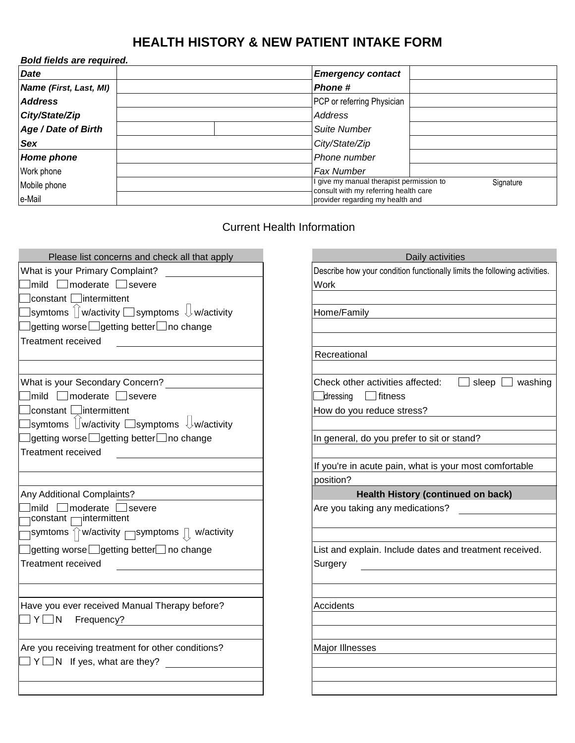# HEALTH HISTORY & NEW PATIENT INTAKE FORM

***Bold fields are required.***

| | | | | |
|---|---|---|---|---|
| ***Date*** | | | ***Emergency contact*** | |
| ***Name** (First, Last, MI)* | | | ***Phone #*** | |
| ***Address*** | | | PCP or referring Physician | |
| ***City/State/Zip*** | | | *Address* | |
| ***Age / Date of Birth*** | | | *Suite Number* | |
| ***Sex*** | | | *City/State/Zip* | |
| ***Home phone*** | | | *Phone number* | |
| Work phone | | | *Fax Number* | |
| Mobile phone | | | I give my manual therapist permission to consult with my referring health care provider regarding my health and | Signature |
| e-Mail | | | | |

## Current Health Information

### Please list concerns and check all that apply

What is your Primary Complaint? ____________

☐ mild ☐ moderate ☐ severe

☐ constant ☐ intermittent

☐ symtoms ⇧ w/activity ☐ symptoms ⇩ w/activity

☐ getting worse ☐ getting better ☐ no change

Treatment received ____________

____________

____________

What is your Secondary Concern? ____________

☐ mild ☐ moderate ☐ severe

☐ constant ☐ intermittent

☐ symtoms ⇧ w/activity ☐ symptoms ⇩ w/activity

☐ getting worse ☐ getting better ☐ no change

Treatment received ____________

____________

____________

Any Additional Complaints? ____________

☐ mild ☐ moderate ☐ severe

☐ constant ☐ intermittent

☐ symtoms ⇧ w/activity ☐ symptoms ⇩ w/activity

☐ getting worse ☐ getting better ☐ no change

Treatment received ____________

____________

____________

Have you ever received Manual Therapy before?

☐ Y ☐ N Frequency? ____________

____________

Are you receiving treatment for other conditions?

☐ Y ☐ N If yes, what are they? ____________

____________

____________

### Daily activities

Describe how your condition functionally limits the following activities.

Work ____________

____________

Home/Family ____________

____________

____________

Recreational ____________

____________

Check other activities affected: ☐ sleep ☐ washing ☐ dressing ☐ fitness

How do you reduce stress? ____________

____________

In general, do you prefer to sit or stand? ____________

____________

If you're in acute pain, what is your most comfortable position? ____________

### Health History (continued on back)

Are you taking any medications? ____________

____________

____________

List and explain. Include dates and treatment received.

Surgery ____________

____________

____________

Accidents ____________

____________

____________

Major Illnesses ____________

____________

____________

____________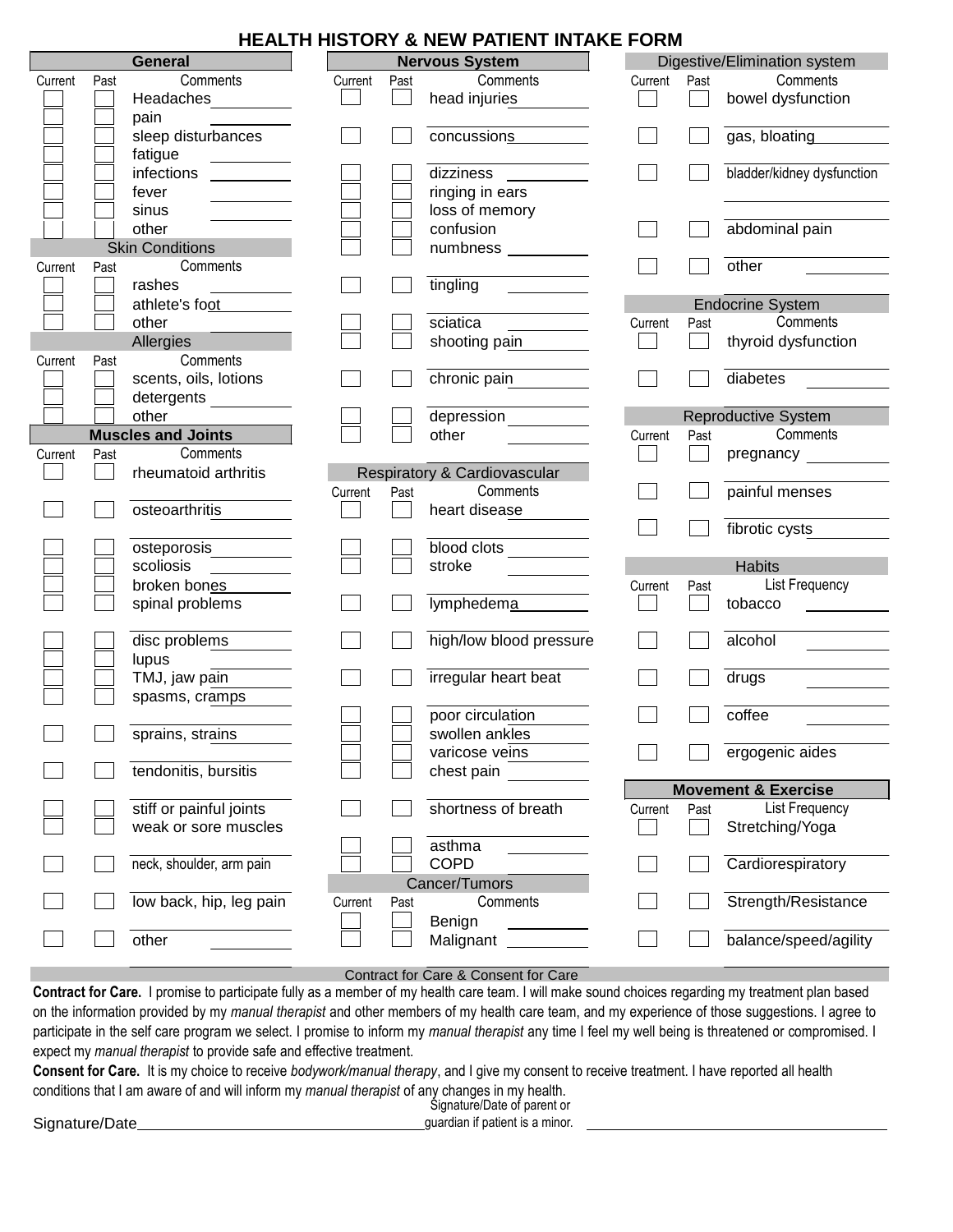# HEALTH HISTORY & NEW PATIENT INTAKE FORM

## General

| Current | Past | Comments |
|---|---|---|
| ☐ | ☐ | Headaches |
| ☐ | ☐ | pain |
| ☐ | ☐ | sleep disturbances |
| ☐ | ☐ | fatigue |
| ☐ | ☐ | infections |
| ☐ | ☐ | fever |
| ☐ | ☐ | sinus |
| ☐ | ☐ | other |

## Skin Conditions

| Current | Past | Comments |
|---|---|---|
| ☐ | ☐ | rashes |
| ☐ | ☐ | athlete's foot |
| ☐ | ☐ | other |

## Allergies

| Current | Past | Comments |
|---|---|---|
| ☐ | ☐ | scents, oils, lotions |
| ☐ | ☐ | detergents |
| ☐ | ☐ | other |

## Muscles and Joints

| Current | Past | Comments |
|---|---|---|
| ☐ | ☐ | rheumatoid arthritis |
| ☐ | ☐ | osteoarthritis |
| ☐ | ☐ | osteporosis |
| ☐ | ☐ | scoliosis |
| ☐ | ☐ | broken bones |
| ☐ | ☐ | spinal problems |
| ☐ | ☐ | disc problems |
| ☐ | ☐ | lupus |
| ☐ | ☐ | TMJ, jaw pain |
| ☐ | ☐ | spasms, cramps |
| ☐ | ☐ | sprains, strains |
| ☐ | ☐ | tendonitis, bursitis |
| ☐ | ☐ | stiff or painful joints |
| ☐ | ☐ | weak or sore muscles |
| ☐ | ☐ | neck, shoulder, arm pain |
| ☐ | ☐ | low back, hip, leg pain |
| ☐ | ☐ | other |

## Nervous System

| Current | Past | Comments |
|---|---|---|
| ☐ | ☐ | head injuries |
| ☐ | ☐ | concussions |
| ☐ | ☐ | dizziness |
| ☐ | ☐ | ringing in ears |
| ☐ | ☐ | loss of memory |
| ☐ | ☐ | confusion |
| ☐ | ☐ | numbness |
| ☐ | ☐ | tingling |
| ☐ | ☐ | sciatica |
| ☐ | ☐ | shooting pain |
| ☐ | ☐ | chronic pain |
| ☐ | ☐ | depression |
| ☐ | ☐ | other |

## Respiratory & Cardiovascular

| Current | Past | Comments |
|---|---|---|
| ☐ | ☐ | heart disease |
| ☐ | ☐ | blood clots |
| ☐ | ☐ | stroke |
| ☐ | ☐ | lymphedema |
| ☐ | ☐ | high/low blood pressure |
| ☐ | ☐ | irregular heart beat |
| ☐ | ☐ | poor circulation |
| ☐ | ☐ | swollen ankles |
| ☐ | ☐ | varicose veins |
| ☐ | ☐ | chest pain |
| ☐ | ☐ | shortness of breath |
| ☐ | ☐ | asthma |
| ☐ | ☐ | COPD |

## Cancer/Tumors

| Current | Past | Comments |
|---|---|---|
| ☐ | ☐ | Benign |
| ☐ | ☐ | Malignant |

## Digestive/Elimination system

| Current | Past | Comments |
|---|---|---|
| ☐ | ☐ | bowel dysfunction |
| ☐ | ☐ | gas, bloating |
| ☐ | ☐ | bladder/kidney dysfunction |
| ☐ | ☐ | abdominal pain |
| ☐ | ☐ | other |

## Endocrine System

| Current | Past | Comments |
|---|---|---|
| ☐ | ☐ | thyroid dysfunction |
| ☐ | ☐ | diabetes |

## Reproductive System

| Current | Past | Comments |
|---|---|---|
| ☐ | ☐ | pregnancy |
| ☐ | ☐ | painful menses |
| ☐ | ☐ | fibrotic cysts |

## Habits

| Current | Past | List Frequency |
|---|---|---|
| ☐ | ☐ | tobacco |
| ☐ | ☐ | alcohol |
| ☐ | ☐ | drugs |
| ☐ | ☐ | coffee |
| ☐ | ☐ | ergogenic aides |

## Movement & Exercise

| Current | Past | List Frequency |
|---|---|---|
| ☐ | ☐ | Stretching/Yoga |
| ☐ | ☐ | Cardiorespiratory |
| ☐ | ☐ | Strength/Resistance |
| ☐ | ☐ | balance/speed/agility |

## Contract for Care & Consent for Care

**Contract for Care.** I promise to participate fully as a member of my health care team. I will make sound choices regarding my treatment plan based on the information provided by my *manual therapist* and other members of my health care team, and my experience of those suggestions. I agree to participate in the self care program we select. I promise to inform my *manual therapist* any time I feel my well being is threatened or compromised. I expect my *manual therapist* to provide safe and effective treatment.

**Consent for Care.** It is my choice to receive *bodywork/manual therapy*, and I give my consent to receive treatment. I have reported all health conditions that I am aware of and will inform my *manual therapist* of any changes in my health.

Signature/Date____________________ Signature/Date of parent or guardian if patient is a minor. ____________________